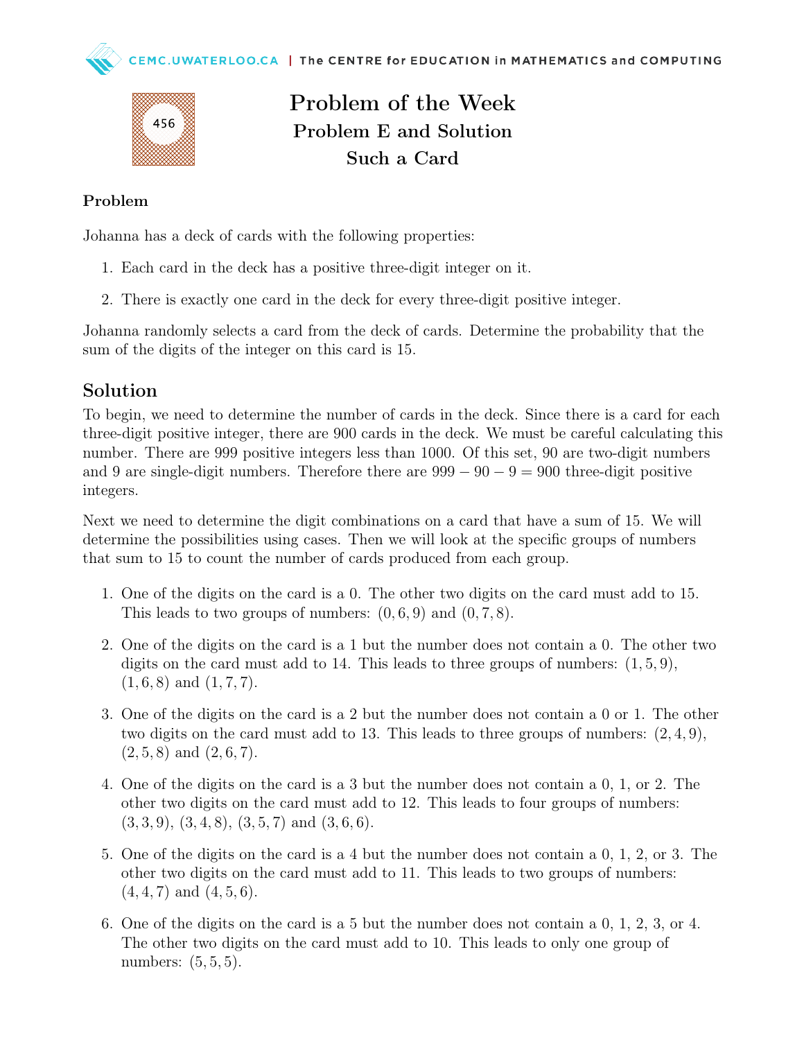# Problem of the Week
## Problem E and Solution
## Such a Card

### Problem

Johanna has a deck of cards with the following properties:

1. Each card in the deck has a positive three-digit integer on it.
2. There is exactly one card in the deck for every three-digit positive integer.

Johanna randomly selects a card from the deck of cards. Determine the probability that the sum of the digits of the integer on this card is 15.

## Solution

To begin, we need to determine the number of cards in the deck. Since there is a card for each three-digit positive integer, there are 900 cards in the deck. We must be careful calculating this number. There are 999 positive integers less than 1000. Of this set, 90 are two-digit numbers and 9 are single-digit numbers. Therefore there are $999 - 90 - 9 = 900$ three-digit positive integers.

Next we need to determine the digit combinations on a card that have a sum of 15. We will determine the possibilities using cases. Then we will look at the specific groups of numbers that sum to 15 to count the number of cards produced from each group.

1. One of the digits on the card is a 0. The other two digits on the card must add to 15. This leads to two groups of numbers: $(0, 6, 9)$ and $(0, 7, 8)$.
2. One of the digits on the card is a 1 but the number does not contain a 0. The other two digits on the card must add to 14. This leads to three groups of numbers: $(1, 5, 9)$, $(1, 6, 8)$ and $(1, 7, 7)$.
3. One of the digits on the card is a 2 but the number does not contain a 0 or 1. The other two digits on the card must add to 13. This leads to three groups of numbers: $(2, 4, 9)$, $(2, 5, 8)$ and $(2, 6, 7)$.
4. One of the digits on the card is a 3 but the number does not contain a 0, 1, or 2. The other two digits on the card must add to 12. This leads to four groups of numbers: $(3, 3, 9)$, $(3, 4, 8)$, $(3, 5, 7)$ and $(3, 6, 6)$.
5. One of the digits on the card is a 4 but the number does not contain a 0, 1, 2, or 3. The other two digits on the card must add to 11. This leads to two groups of numbers: $(4, 4, 7)$ and $(4, 5, 6)$.
6. One of the digits on the card is a 5 but the number does not contain a 0, 1, 2, 3, or 4. The other two digits on the card must add to 10. This leads to only one group of numbers: $(5, 5, 5)$.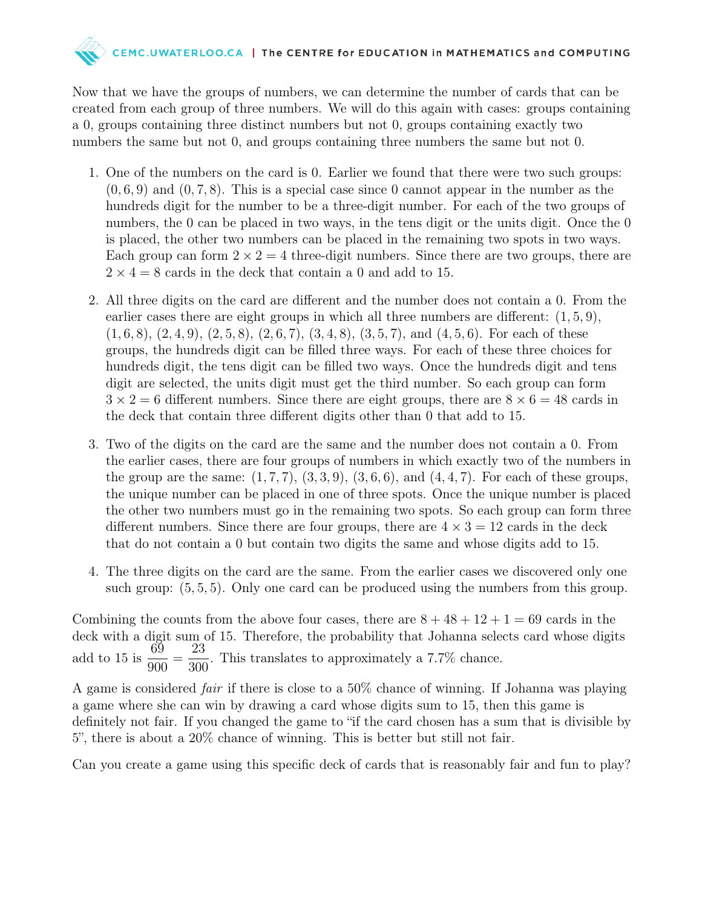Now that we have the groups of numbers, we can determine the number of cards that can be created from each group of three numbers. We will do this again with cases: groups containing a 0, groups containing three distinct numbers but not 0, groups containing exactly two numbers the same but not 0, and groups containing three numbers the same but not 0.

1. One of the numbers on the card is 0. Earlier we found that there were two such groups: $(0, 6, 9)$ and $(0, 7, 8)$. This is a special case since 0 cannot appear in the number as the hundreds digit for the number to be a three-digit number. For each of the two groups of numbers, the 0 can be placed in two ways, in the tens digit or the units digit. Once the 0 is placed, the other two numbers can be placed in the remaining two spots in two ways. Each group can form $2 \times 2 = 4$ three-digit numbers. Since there are two groups, there are $2 \times 4 = 8$ cards in the deck that contain a 0 and add to 15.

2. All three digits on the card are different and the number does not contain a 0. From the earlier cases there are eight groups in which all three numbers are different: $(1, 5, 9)$, $(1, 6, 8)$, $(2, 4, 9)$, $(2, 5, 8)$, $(2, 6, 7)$, $(3, 4, 8)$, $(3, 5, 7)$, and $(4, 5, 6)$. For each of these groups, the hundreds digit can be filled three ways. For each of these three choices for hundreds digit, the tens digit can be filled two ways. Once the hundreds digit and tens digit are selected, the units digit must get the third number. So each group can form $3 \times 2 = 6$ different numbers. Since there are eight groups, there are $8 \times 6 = 48$ cards in the deck that contain three different digits other than 0 that add to 15.

3. Two of the digits on the card are the same and the number does not contain a 0. From the earlier cases, there are four groups of numbers in which exactly two of the numbers in the group are the same: $(1, 7, 7)$, $(3, 3, 9)$, $(3, 6, 6)$, and $(4, 4, 7)$. For each of these groups, the unique number can be placed in one of three spots. Once the unique number is placed the other two numbers must go in the remaining two spots. So each group can form three different numbers. Since there are four groups, there are $4 \times 3 = 12$ cards in the deck that do not contain a 0 but contain two digits the same and whose digits add to 15.

4. The three digits on the card are the same. From the earlier cases we discovered only one such group: $(5, 5, 5)$. Only one card can be produced using the numbers from this group.

Combining the counts from the above four cases, there are $8 + 48 + 12 + 1 = 69$ cards in the deck with a digit sum of 15. Therefore, the probability that Johanna selects card whose digits add to 15 is $\frac{69}{900} = \frac{23}{300}$. This translates to approximately a 7.7% chance.

A game is considered *fair* if there is close to a 50% chance of winning. If Johanna was playing a game where she can win by drawing a card whose digits sum to 15, then this game is definitely not fair. If you changed the game to "if the card chosen has a sum that is divisible by 5", there is about a 20% chance of winning. This is better but still not fair.

Can you create a game using this specific deck of cards that is reasonably fair and fun to play?